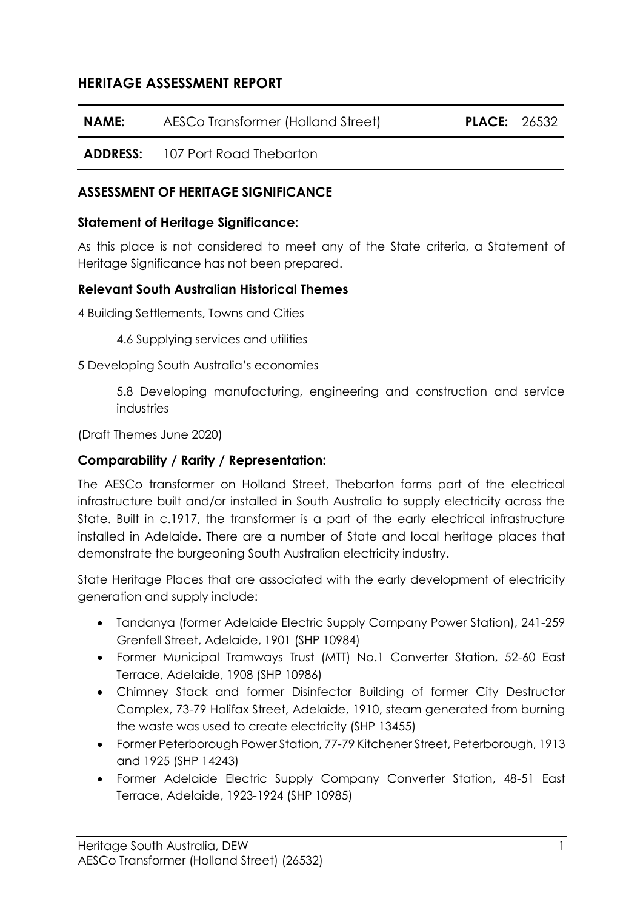# HERITAGE ASSESSMENT REPORT

| **NAME:** | AESCo Transformer (Holland Street) | **PLACE:** | 26532 |
|---|---|---|---|
| **ADDRESS:** | 107 Port Road Thebarton | | |

## ASSESSMENT OF HERITAGE SIGNIFICANCE

### Statement of Heritage Significance:

As this place is not considered to meet any of the State criteria, a Statement of Heritage Significance has not been prepared.

### Relevant South Australian Historical Themes

4 Building Settlements, Towns and Cities

> 4.6 Supplying services and utilities

5 Developing South Australia's economies

> 5.8 Developing manufacturing, engineering and construction and service industries

(Draft Themes June 2020)

### Comparability / Rarity / Representation:

The AESCo transformer on Holland Street, Thebarton forms part of the electrical infrastructure built and/or installed in South Australia to supply electricity across the State. Built in c.1917, the transformer is a part of the early electrical infrastructure installed in Adelaide. There are a number of State and local heritage places that demonstrate the burgeoning South Australian electricity industry.

State Heritage Places that are associated with the early development of electricity generation and supply include:

- Tandanya (former Adelaide Electric Supply Company Power Station), 241-259 Grenfell Street, Adelaide, 1901 (SHP 10984)
- Former Municipal Tramways Trust (MTT) No.1 Converter Station, 52-60 East Terrace, Adelaide, 1908 (SHP 10986)
- Chimney Stack and former Disinfector Building of former City Destructor Complex, 73-79 Halifax Street, Adelaide, 1910, steam generated from burning the waste was used to create electricity (SHP 13455)
- Former Peterborough Power Station, 77-79 Kitchener Street, Peterborough, 1913 and 1925 (SHP 14243)
- Former Adelaide Electric Supply Company Converter Station, 48-51 East Terrace, Adelaide, 1923-1924 (SHP 10985)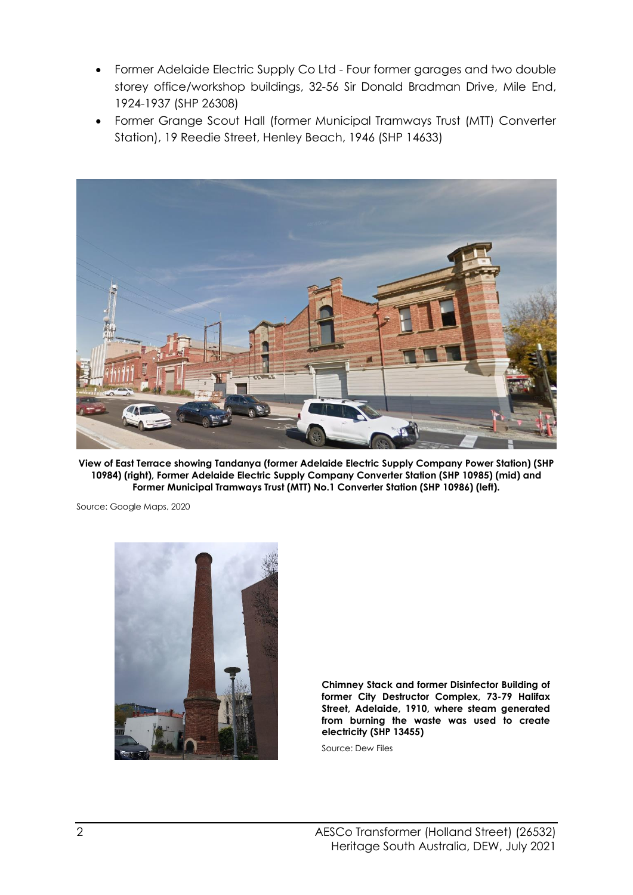- Former Adelaide Electric Supply Co Ltd - Four former garages and two double storey office/workshop buildings, 32-56 Sir Donald Bradman Drive, Mile End, 1924-1937 (SHP 26308)
- Former Grange Scout Hall (former Municipal Tramways Trust (MTT) Converter Station), 19 Reedie Street, Henley Beach, 1946 (SHP 14633)

**View of East Terrace showing Tandanya (former Adelaide Electric Supply Company Power Station) (SHP 10984) (right), Former Adelaide Electric Supply Company Converter Station (SHP 10985) (mid) and Former Municipal Tramways Trust (MTT) No.1 Converter Station (SHP 10986) (left).**

Source: Google Maps, 2020

**Chimney Stack and former Disinfector Building of former City Destructor Complex, 73-79 Halifax Street, Adelaide, 1910, where steam generated from burning the waste was used to create electricity (SHP 13455)**

Source: Dew Files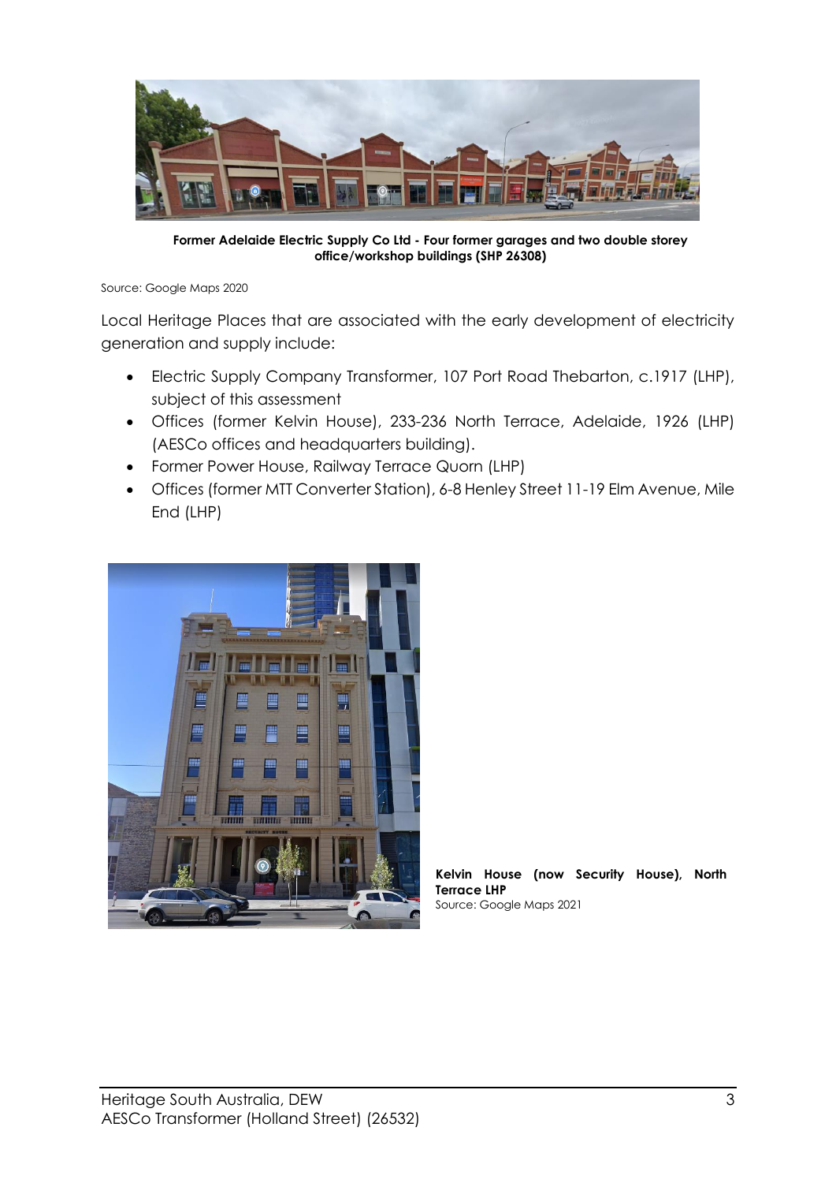**Former Adelaide Electric Supply Co Ltd - Four former garages and two double storey office/workshop buildings (SHP 26308)**

Source: Google Maps 2020

Local Heritage Places that are associated with the early development of electricity generation and supply include:

- Electric Supply Company Transformer, 107 Port Road Thebarton, c.1917 (LHP), subject of this assessment
- Offices (former Kelvin House), 233-236 North Terrace, Adelaide, 1926 (LHP) (AESCo offices and headquarters building).
- Former Power House, Railway Terrace Quorn (LHP)
- Offices (former MTT Converter Station), 6-8 Henley Street 11-19 Elm Avenue, Mile End (LHP)

**Kelvin House (now Security House), North Terrace LHP**
Source: Google Maps 2021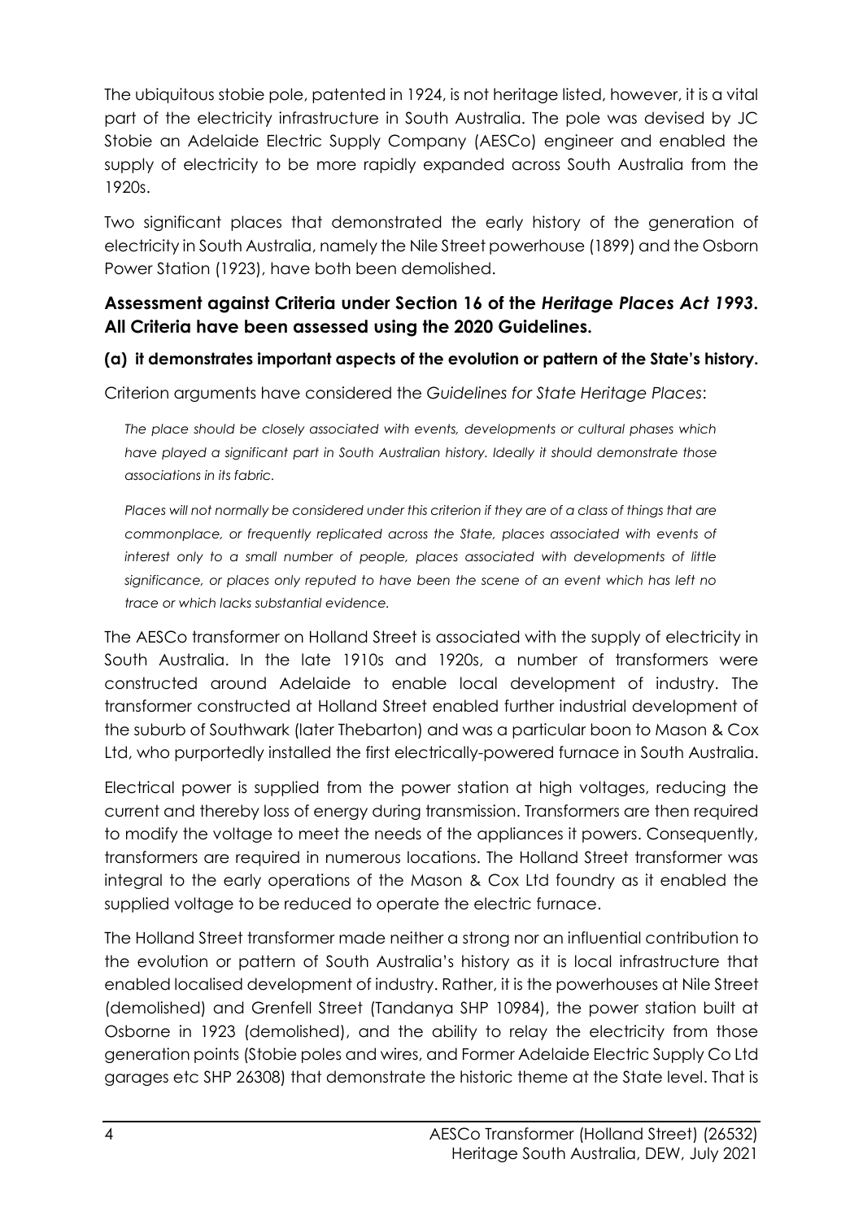The ubiquitous stobie pole, patented in 1924, is not heritage listed, however, it is a vital part of the electricity infrastructure in South Australia. The pole was devised by JC Stobie an Adelaide Electric Supply Company (AESCo) engineer and enabled the supply of electricity to be more rapidly expanded across South Australia from the 1920s.

Two significant places that demonstrated the early history of the generation of electricity in South Australia, namely the Nile Street powerhouse (1899) and the Osborn Power Station (1923), have both been demolished.

### Assessment against Criteria under Section 16 of the *Heritage Places Act 1993*. All Criteria have been assessed using the 2020 Guidelines.

#### (a) it demonstrates important aspects of the evolution or pattern of the State's history.

Criterion arguments have considered the *Guidelines for State Heritage Places*:

> *The place should be closely associated with events, developments or cultural phases which have played a significant part in South Australian history. Ideally it should demonstrate those associations in its fabric.*
>
> *Places will not normally be considered under this criterion if they are of a class of things that are commonplace, or frequently replicated across the State, places associated with events of interest only to a small number of people, places associated with developments of little significance, or places only reputed to have been the scene of an event which has left no trace or which lacks substantial evidence.*

The AESCo transformer on Holland Street is associated with the supply of electricity in South Australia. In the late 1910s and 1920s, a number of transformers were constructed around Adelaide to enable local development of industry. The transformer constructed at Holland Street enabled further industrial development of the suburb of Southwark (later Thebarton) and was a particular boon to Mason & Cox Ltd, who purportedly installed the first electrically-powered furnace in South Australia.

Electrical power is supplied from the power station at high voltages, reducing the current and thereby loss of energy during transmission. Transformers are then required to modify the voltage to meet the needs of the appliances it powers. Consequently, transformers are required in numerous locations. The Holland Street transformer was integral to the early operations of the Mason & Cox Ltd foundry as it enabled the supplied voltage to be reduced to operate the electric furnace.

The Holland Street transformer made neither a strong nor an influential contribution to the evolution or pattern of South Australia's history as it is local infrastructure that enabled localised development of industry. Rather, it is the powerhouses at Nile Street (demolished) and Grenfell Street (Tandanya SHP 10984), the power station built at Osborne in 1923 (demolished), and the ability to relay the electricity from those generation points (Stobie poles and wires, and Former Adelaide Electric Supply Co Ltd garages etc SHP 26308) that demonstrate the historic theme at the State level. That is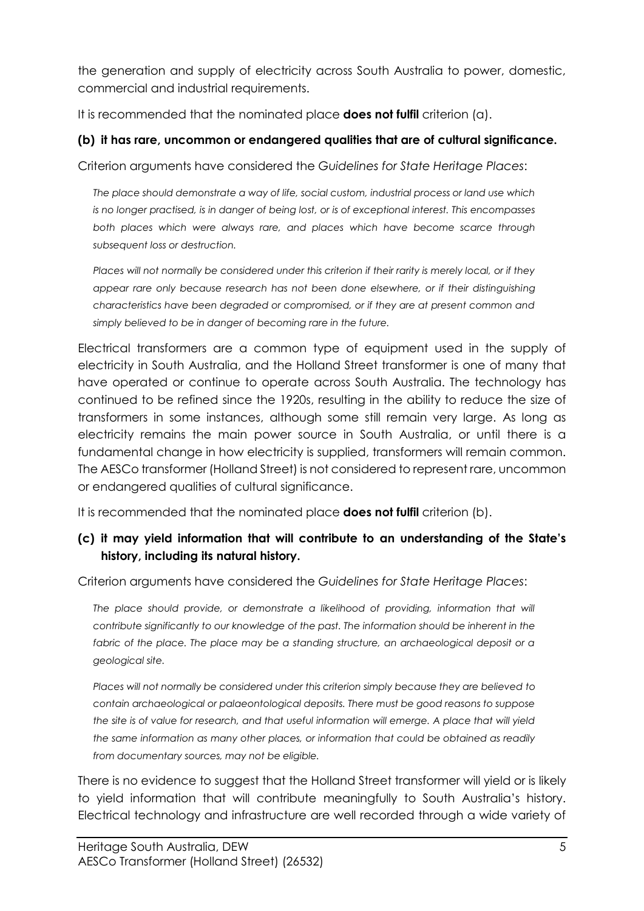the generation and supply of electricity across South Australia to power, domestic, commercial and industrial requirements.

It is recommended that the nominated place **does not fulfil** criterion (a).

**(b) it has rare, uncommon or endangered qualities that are of cultural significance.**

Criterion arguments have considered the *Guidelines for State Heritage Places*:

> *The place should demonstrate a way of life, social custom, industrial process or land use which is no longer practised, is in danger of being lost, or is of exceptional interest. This encompasses both places which were always rare, and places which have become scarce through subsequent loss or destruction.*
>
> *Places will not normally be considered under this criterion if their rarity is merely local, or if they appear rare only because research has not been done elsewhere, or if their distinguishing characteristics have been degraded or compromised, or if they are at present common and simply believed to be in danger of becoming rare in the future.*

Electrical transformers are a common type of equipment used in the supply of electricity in South Australia, and the Holland Street transformer is one of many that have operated or continue to operate across South Australia. The technology has continued to be refined since the 1920s, resulting in the ability to reduce the size of transformers in some instances, although some still remain very large. As long as electricity remains the main power source in South Australia, or until there is a fundamental change in how electricity is supplied, transformers will remain common. The AESCo transformer (Holland Street) is not considered to represent rare, uncommon or endangered qualities of cultural significance.

It is recommended that the nominated place **does not fulfil** criterion (b).

**(c) it may yield information that will contribute to an understanding of the State's history, including its natural history.**

Criterion arguments have considered the *Guidelines for State Heritage Places*:

> *The place should provide, or demonstrate a likelihood of providing, information that will contribute significantly to our knowledge of the past. The information should be inherent in the fabric of the place. The place may be a standing structure, an archaeological deposit or a geological site.*
>
> *Places will not normally be considered under this criterion simply because they are believed to contain archaeological or palaeontological deposits. There must be good reasons to suppose the site is of value for research, and that useful information will emerge. A place that will yield the same information as many other places, or information that could be obtained as readily from documentary sources, may not be eligible.*

There is no evidence to suggest that the Holland Street transformer will yield or is likely to yield information that will contribute meaningfully to South Australia's history. Electrical technology and infrastructure are well recorded through a wide variety of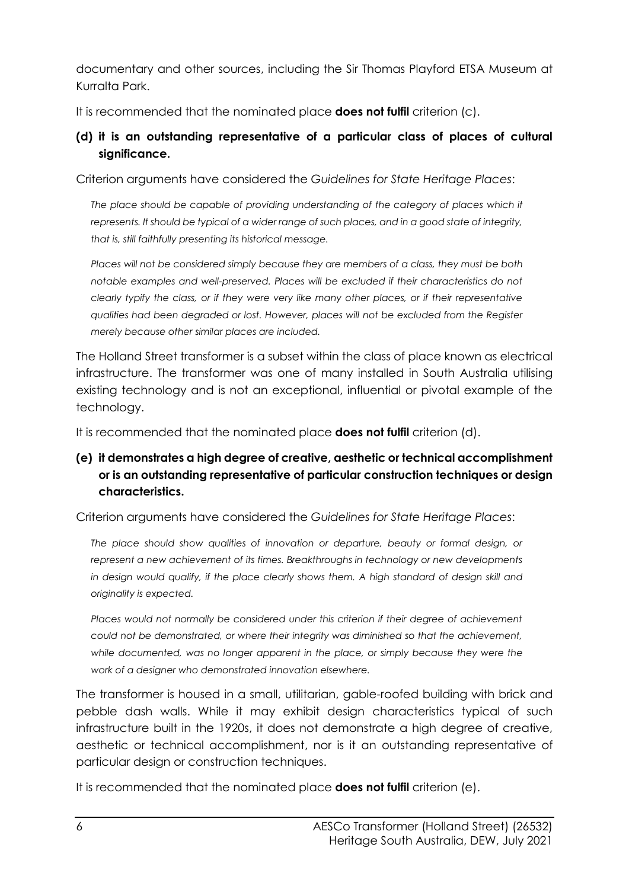documentary and other sources, including the Sir Thomas Playford ETSA Museum at Kurralta Park.

It is recommended that the nominated place **does not fulfil** criterion (c).

**(d) it is an outstanding representative of a particular class of places of cultural significance.**

Criterion arguments have considered the *Guidelines for State Heritage Places*:

> *The place should be capable of providing understanding of the category of places which it represents. It should be typical of a wider range of such places, and in a good state of integrity, that is, still faithfully presenting its historical message.*
>
> *Places will not be considered simply because they are members of a class, they must be both notable examples and well-preserved. Places will be excluded if their characteristics do not clearly typify the class, or if they were very like many other places, or if their representative qualities had been degraded or lost. However, places will not be excluded from the Register merely because other similar places are included.*

The Holland Street transformer is a subset within the class of place known as electrical infrastructure. The transformer was one of many installed in South Australia utilising existing technology and is not an exceptional, influential or pivotal example of the technology.

It is recommended that the nominated place **does not fulfil** criterion (d).

**(e) it demonstrates a high degree of creative, aesthetic or technical accomplishment or is an outstanding representative of particular construction techniques or design characteristics.**

Criterion arguments have considered the *Guidelines for State Heritage Places*:

> *The place should show qualities of innovation or departure, beauty or formal design, or represent a new achievement of its times. Breakthroughs in technology or new developments in design would qualify, if the place clearly shows them. A high standard of design skill and originality is expected.*
>
> *Places would not normally be considered under this criterion if their degree of achievement could not be demonstrated, or where their integrity was diminished so that the achievement, while documented, was no longer apparent in the place, or simply because they were the work of a designer who demonstrated innovation elsewhere.*

The transformer is housed in a small, utilitarian, gable-roofed building with brick and pebble dash walls. While it may exhibit design characteristics typical of such infrastructure built in the 1920s, it does not demonstrate a high degree of creative, aesthetic or technical accomplishment, nor is it an outstanding representative of particular design or construction techniques.

It is recommended that the nominated place **does not fulfil** criterion (e).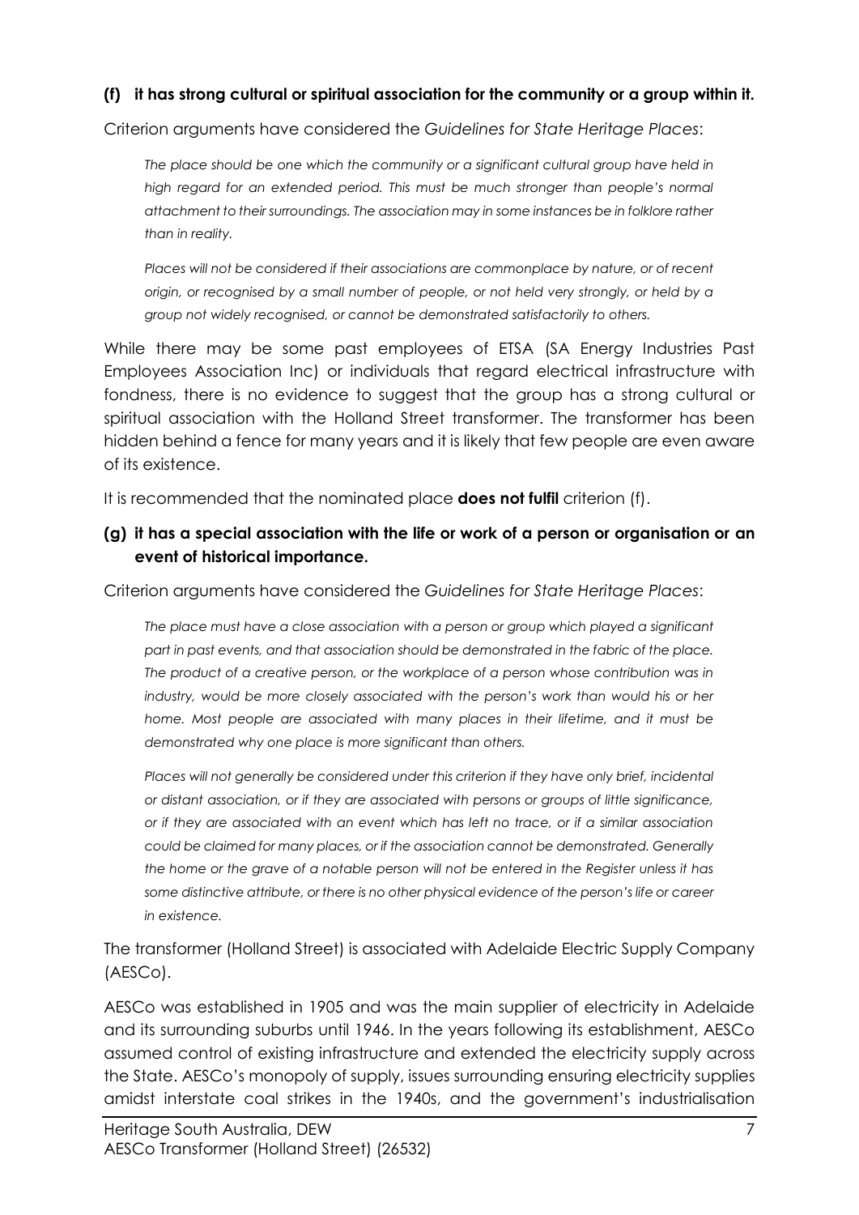**(f) it has strong cultural or spiritual association for the community or a group within it.**

Criterion arguments have considered the *Guidelines for State Heritage Places*:

> *The place should be one which the community or a significant cultural group have held in high regard for an extended period. This must be much stronger than people's normal attachment to their surroundings. The association may in some instances be in folklore rather than in reality.*
>
> *Places will not be considered if their associations are commonplace by nature, or of recent origin, or recognised by a small number of people, or not held very strongly, or held by a group not widely recognised, or cannot be demonstrated satisfactorily to others.*

While there may be some past employees of ETSA (SA Energy Industries Past Employees Association Inc) or individuals that regard electrical infrastructure with fondness, there is no evidence to suggest that the group has a strong cultural or spiritual association with the Holland Street transformer. The transformer has been hidden behind a fence for many years and it is likely that few people are even aware of its existence.

It is recommended that the nominated place **does not fulfil** criterion (f).

**(g) it has a special association with the life or work of a person or organisation or an event of historical importance.**

Criterion arguments have considered the *Guidelines for State Heritage Places*:

> *The place must have a close association with a person or group which played a significant part in past events, and that association should be demonstrated in the fabric of the place. The product of a creative person, or the workplace of a person whose contribution was in industry, would be more closely associated with the person's work than would his or her home. Most people are associated with many places in their lifetime, and it must be demonstrated why one place is more significant than others.*
>
> *Places will not generally be considered under this criterion if they have only brief, incidental or distant association, or if they are associated with persons or groups of little significance, or if they are associated with an event which has left no trace, or if a similar association could be claimed for many places, or if the association cannot be demonstrated. Generally the home or the grave of a notable person will not be entered in the Register unless it has some distinctive attribute, or there is no other physical evidence of the person's life or career in existence.*

The transformer (Holland Street) is associated with Adelaide Electric Supply Company (AESCo).

AESCo was established in 1905 and was the main supplier of electricity in Adelaide and its surrounding suburbs until 1946. In the years following its establishment, AESCo assumed control of existing infrastructure and extended the electricity supply across the State. AESCo's monopoly of supply, issues surrounding ensuring electricity supplies amidst interstate coal strikes in the 1940s, and the government's industrialisation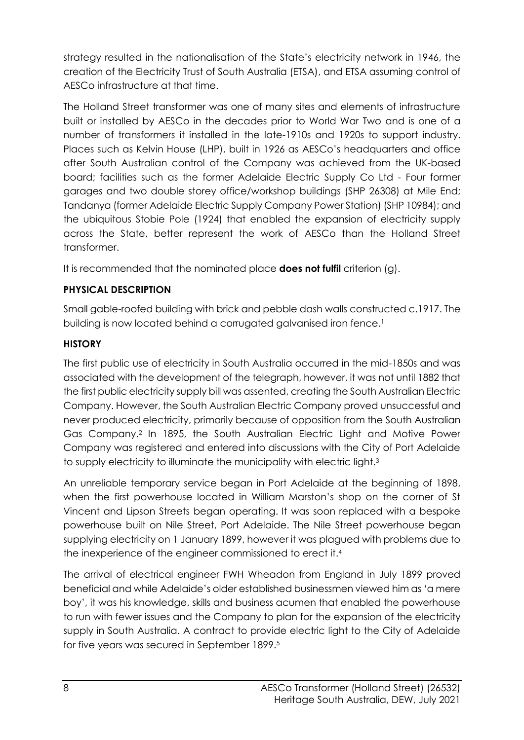strategy resulted in the nationalisation of the State's electricity network in 1946, the creation of the Electricity Trust of South Australia (ETSA), and ETSA assuming control of AESCo infrastructure at that time.

The Holland Street transformer was one of many sites and elements of infrastructure built or installed by AESCo in the decades prior to World War Two and is one of a number of transformers it installed in the late-1910s and 1920s to support industry. Places such as Kelvin House (LHP), built in 1926 as AESCo's headquarters and office after South Australian control of the Company was achieved from the UK-based board; facilities such as the former Adelaide Electric Supply Co Ltd - Four former garages and two double storey office/workshop buildings (SHP 26308) at Mile End; Tandanya (former Adelaide Electric Supply Company Power Station) (SHP 10984); and the ubiquitous Stobie Pole (1924) that enabled the expansion of electricity supply across the State, better represent the work of AESCo than the Holland Street transformer.

It is recommended that the nominated place **does not fulfil** criterion (g).

## PHYSICAL DESCRIPTION

Small gable-roofed building with brick and pebble dash walls constructed c.1917. The building is now located behind a corrugated galvanised iron fence.[1]

## HISTORY

The first public use of electricity in South Australia occurred in the mid-1850s and was associated with the development of the telegraph, however, it was not until 1882 that the first public electricity supply bill was assented, creating the South Australian Electric Company. However, the South Australian Electric Company proved unsuccessful and never produced electricity, primarily because of opposition from the South Australian Gas Company.[2] In 1895, the South Australian Electric Light and Motive Power Company was registered and entered into discussions with the City of Port Adelaide to supply electricity to illuminate the municipality with electric light.[3]

An unreliable temporary service began in Port Adelaide at the beginning of 1898, when the first powerhouse located in William Marston's shop on the corner of St Vincent and Lipson Streets began operating. It was soon replaced with a bespoke powerhouse built on Nile Street, Port Adelaide. The Nile Street powerhouse began supplying electricity on 1 January 1899, however it was plagued with problems due to the inexperience of the engineer commissioned to erect it.[4]

The arrival of electrical engineer FWH Wheadon from England in July 1899 proved beneficial and while Adelaide's older established businessmen viewed him as 'a mere boy', it was his knowledge, skills and business acumen that enabled the powerhouse to run with fewer issues and the Company to plan for the expansion of the electricity supply in South Australia. A contract to provide electric light to the City of Adelaide for five years was secured in September 1899.[5]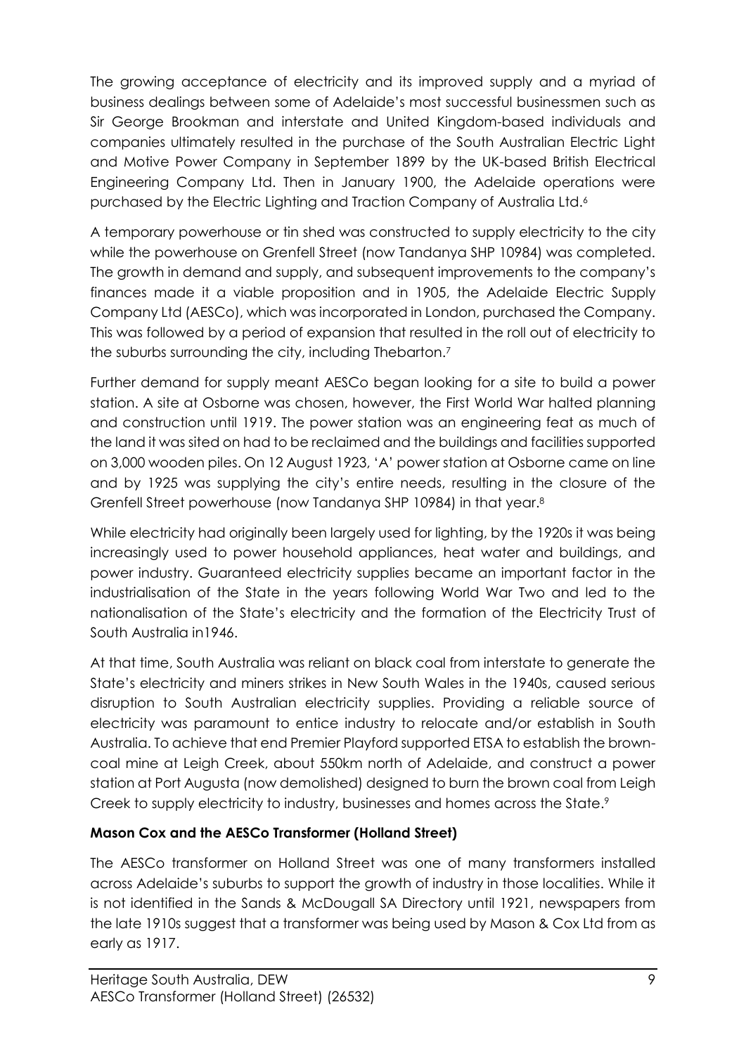The growing acceptance of electricity and its improved supply and a myriad of business dealings between some of Adelaide's most successful businessmen such as Sir George Brookman and interstate and United Kingdom-based individuals and companies ultimately resulted in the purchase of the South Australian Electric Light and Motive Power Company in September 1899 by the UK-based British Electrical Engineering Company Ltd. Then in January 1900, the Adelaide operations were purchased by the Electric Lighting and Traction Company of Australia Ltd.[6]

A temporary powerhouse or tin shed was constructed to supply electricity to the city while the powerhouse on Grenfell Street (now Tandanya SHP 10984) was completed. The growth in demand and supply, and subsequent improvements to the company's finances made it a viable proposition and in 1905, the Adelaide Electric Supply Company Ltd (AESCo), which was incorporated in London, purchased the Company. This was followed by a period of expansion that resulted in the roll out of electricity to the suburbs surrounding the city, including Thebarton.[7]

Further demand for supply meant AESCo began looking for a site to build a power station. A site at Osborne was chosen, however, the First World War halted planning and construction until 1919. The power station was an engineering feat as much of the land it was sited on had to be reclaimed and the buildings and facilities supported on 3,000 wooden piles. On 12 August 1923, 'A' power station at Osborne came on line and by 1925 was supplying the city's entire needs, resulting in the closure of the Grenfell Street powerhouse (now Tandanya SHP 10984) in that year.[8]

While electricity had originally been largely used for lighting, by the 1920s it was being increasingly used to power household appliances, heat water and buildings, and power industry. Guaranteed electricity supplies became an important factor in the industrialisation of the State in the years following World War Two and led to the nationalisation of the State's electricity and the formation of the Electricity Trust of South Australia in1946.

At that time, South Australia was reliant on black coal from interstate to generate the State's electricity and miners strikes in New South Wales in the 1940s, caused serious disruption to South Australian electricity supplies. Providing a reliable source of electricity was paramount to entice industry to relocate and/or establish in South Australia. To achieve that end Premier Playford supported ETSA to establish the brown-coal mine at Leigh Creek, about 550km north of Adelaide, and construct a power station at Port Augusta (now demolished) designed to burn the brown coal from Leigh Creek to supply electricity to industry, businesses and homes across the State.[9]

**Mason Cox and the AESCo Transformer (Holland Street)**

The AESCo transformer on Holland Street was one of many transformers installed across Adelaide's suburbs to support the growth of industry in those localities. While it is not identified in the Sands & McDougall SA Directory until 1921, newspapers from the late 1910s suggest that a transformer was being used by Mason & Cox Ltd from as early as 1917.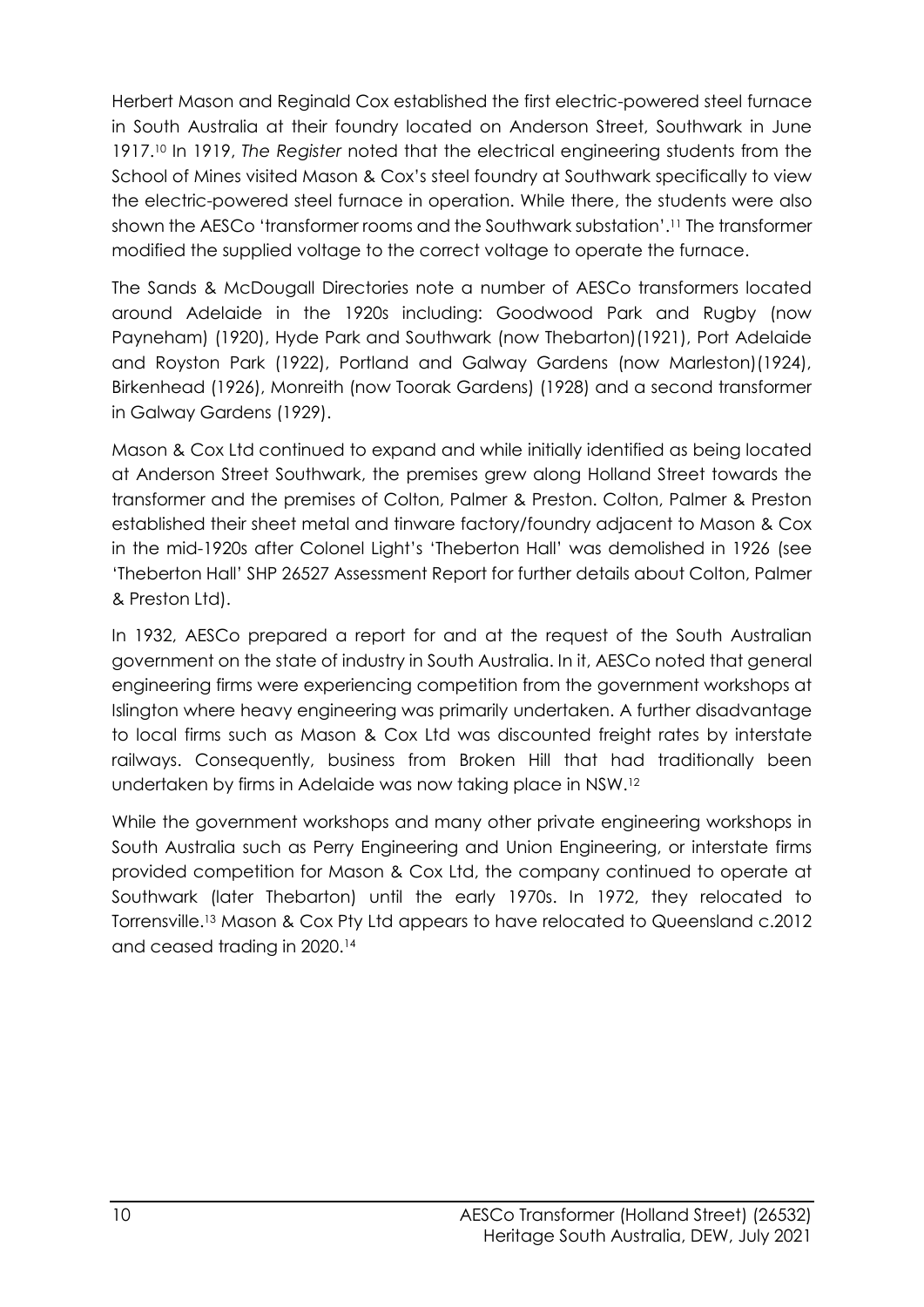Herbert Mason and Reginald Cox established the first electric-powered steel furnace in South Australia at their foundry located on Anderson Street, Southwark in June 1917.[10] In 1919, *The Register* noted that the electrical engineering students from the School of Mines visited Mason & Cox's steel foundry at Southwark specifically to view the electric-powered steel furnace in operation. While there, the students were also shown the AESCo 'transformer rooms and the Southwark substation'.[11] The transformer modified the supplied voltage to the correct voltage to operate the furnace.

The Sands & McDougall Directories note a number of AESCo transformers located around Adelaide in the 1920s including: Goodwood Park and Rugby (now Payneham) (1920), Hyde Park and Southwark (now Thebarton)(1921), Port Adelaide and Royston Park (1922), Portland and Galway Gardens (now Marleston)(1924), Birkenhead (1926), Monreith (now Toorak Gardens) (1928) and a second transformer in Galway Gardens (1929).

Mason & Cox Ltd continued to expand and while initially identified as being located at Anderson Street Southwark, the premises grew along Holland Street towards the transformer and the premises of Colton, Palmer & Preston. Colton, Palmer & Preston established their sheet metal and tinware factory/foundry adjacent to Mason & Cox in the mid-1920s after Colonel Light's 'Theberton Hall' was demolished in 1926 (see 'Theberton Hall' SHP 26527 Assessment Report for further details about Colton, Palmer & Preston Ltd).

In 1932, AESCo prepared a report for and at the request of the South Australian government on the state of industry in South Australia. In it, AESCo noted that general engineering firms were experiencing competition from the government workshops at Islington where heavy engineering was primarily undertaken. A further disadvantage to local firms such as Mason & Cox Ltd was discounted freight rates by interstate railways. Consequently, business from Broken Hill that had traditionally been undertaken by firms in Adelaide was now taking place in NSW.[12]

While the government workshops and many other private engineering workshops in South Australia such as Perry Engineering and Union Engineering, or interstate firms provided competition for Mason & Cox Ltd, the company continued to operate at Southwark (later Thebarton) until the early 1970s. In 1972, they relocated to Torrensville.[13] Mason & Cox Pty Ltd appears to have relocated to Queensland c.2012 and ceased trading in 2020.[14]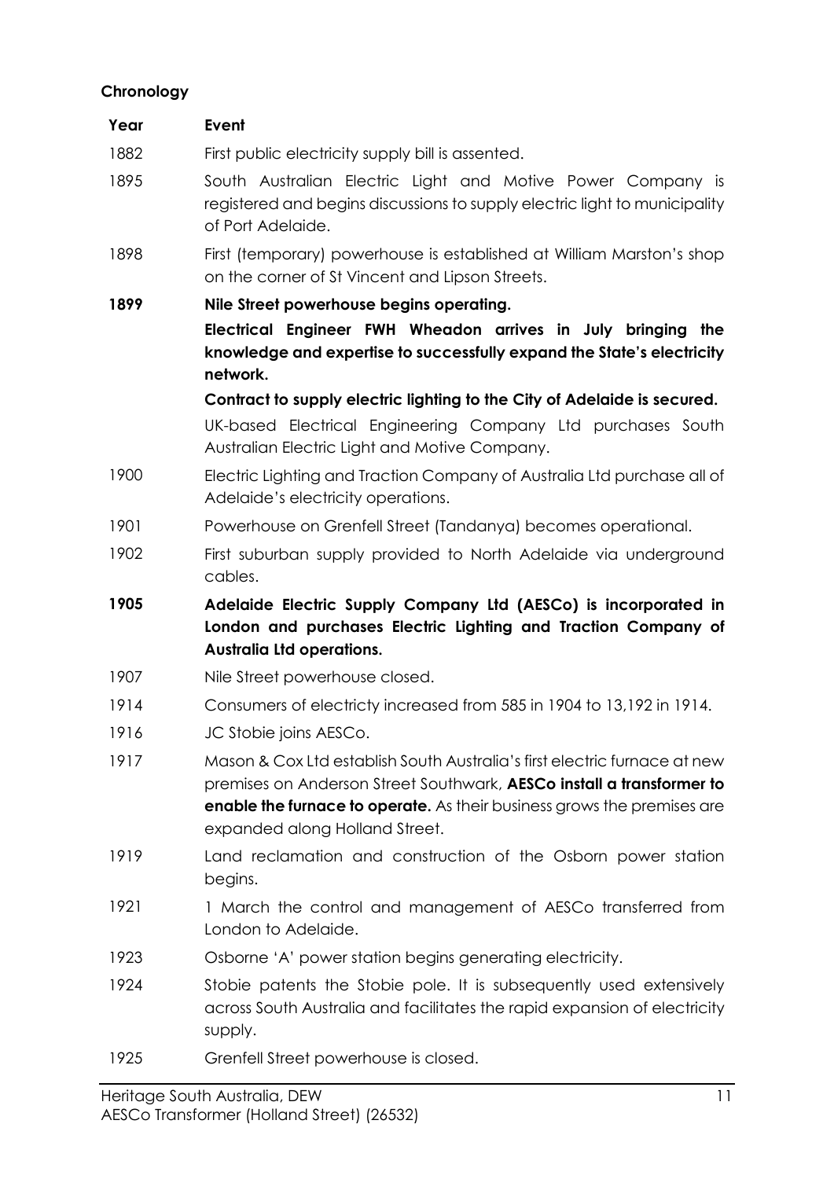**Chronology**

| Year | Event |
| --- | --- |
| 1882 | First public electricity supply bill is assented. |
| 1895 | South Australian Electric Light and Motive Power Company is registered and begins discussions to supply electric light to municipality of Port Adelaide. |
| 1898 | First (temporary) powerhouse is established at William Marston's shop on the corner of St Vincent and Lipson Streets. |
| **1899** | **Nile Street powerhouse begins operating.** |
| | **Electrical Engineer FWH Wheadon arrives in July bringing the knowledge and expertise to successfully expand the State's electricity network.** |
| | **Contract to supply electric lighting to the City of Adelaide is secured.** |
| | UK-based Electrical Engineering Company Ltd purchases South Australian Electric Light and Motive Company. |
| 1900 | Electric Lighting and Traction Company of Australia Ltd purchase all of Adelaide's electricity operations. |
| 1901 | Powerhouse on Grenfell Street (Tandanya) becomes operational. |
| 1902 | First suburban supply provided to North Adelaide via underground cables. |
| **1905** | **Adelaide Electric Supply Company Ltd (AESCo) is incorporated in London and purchases Electric Lighting and Traction Company of Australia Ltd operations.** |
| 1907 | Nile Street powerhouse closed. |
| 1914 | Consumers of electricty increased from 585 in 1904 to 13,192 in 1914. |
| 1916 | JC Stobie joins AESCo. |
| 1917 | Mason & Cox Ltd establish South Australia's first electric furnace at new premises on Anderson Street Southwark, **AESCo install a transformer to enable the furnace to operate.** As their business grows the premises are expanded along Holland Street. |
| 1919 | Land reclamation and construction of the Osborn power station begins. |
| 1921 | 1 March the control and management of AESCo transferred from London to Adelaide. |
| 1923 | Osborne 'A' power station begins generating electricity. |
| 1924 | Stobie patents the Stobie pole. It is subsequently used extensively across South Australia and facilitates the rapid expansion of electricity supply. |
| 1925 | Grenfell Street powerhouse is closed. |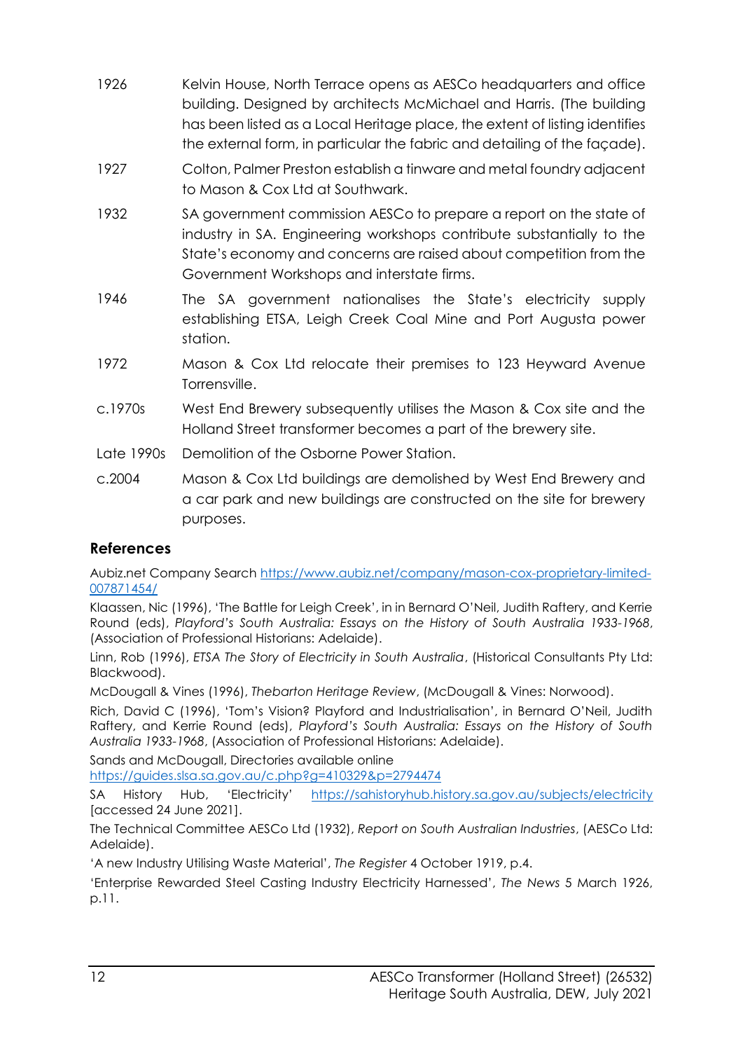| | |
|---|---|
| 1926 | Kelvin House, North Terrace opens as AESCo headquarters and office building. Designed by architects McMichael and Harris. (The building has been listed as a Local Heritage place, the extent of listing identifies the external form, in particular the fabric and detailing of the façade). |
| 1927 | Colton, Palmer Preston establish a tinware and metal foundry adjacent to Mason & Cox Ltd at Southwark. |
| 1932 | SA government commission AESCo to prepare a report on the state of industry in SA. Engineering workshops contribute substantially to the State's economy and concerns are raised about competition from the Government Workshops and interstate firms. |
| 1946 | The SA government nationalises the State's electricity supply establishing ETSA, Leigh Creek Coal Mine and Port Augusta power station. |
| 1972 | Mason & Cox Ltd relocate their premises to 123 Heyward Avenue Torrensville. |
| c.1970s | West End Brewery subsequently utilises the Mason & Cox site and the Holland Street transformer becomes a part of the brewery site. |
| Late 1990s | Demolition of the Osborne Power Station. |
| c.2004 | Mason & Cox Ltd buildings are demolished by West End Brewery and a car park and new buildings are constructed on the site for brewery purposes. |

## References

Aubiz.net Company Search https://www.aubiz.net/company/mason-cox-proprietary-limited-007871454/

Klaassen, Nic (1996), 'The Battle for Leigh Creek', in in Bernard O'Neil, Judith Raftery, and Kerrie Round (eds), *Playford's South Australia: Essays on the History of South Australia 1933-1968*, (Association of Professional Historians: Adelaide).

Linn, Rob (1996), *ETSA The Story of Electricity in South Australia*, (Historical Consultants Pty Ltd: Blackwood).

McDougall & Vines (1996), *Thebarton Heritage Review*, (McDougall & Vines: Norwood).

Rich, David C (1996), 'Tom's Vision? Playford and Industrialisation', in Bernard O'Neil, Judith Raftery, and Kerrie Round (eds), *Playford's South Australia: Essays on the History of South Australia 1933-1968*, (Association of Professional Historians: Adelaide).

Sands and McDougall, Directories available online https://guides.slsa.sa.gov.au/c.php?g=410329&p=2794474

SA History Hub, 'Electricity' https://sahistoryhub.history.sa.gov.au/subjects/electricity [accessed 24 June 2021].

The Technical Committee AESCo Ltd (1932), *Report on South Australian Industries*, (AESCo Ltd: Adelaide).

'A new Industry Utilising Waste Material', *The Register* 4 October 1919, p.4.

'Enterprise Rewarded Steel Casting Industry Electricity Harnessed', *The News* 5 March 1926, p.11.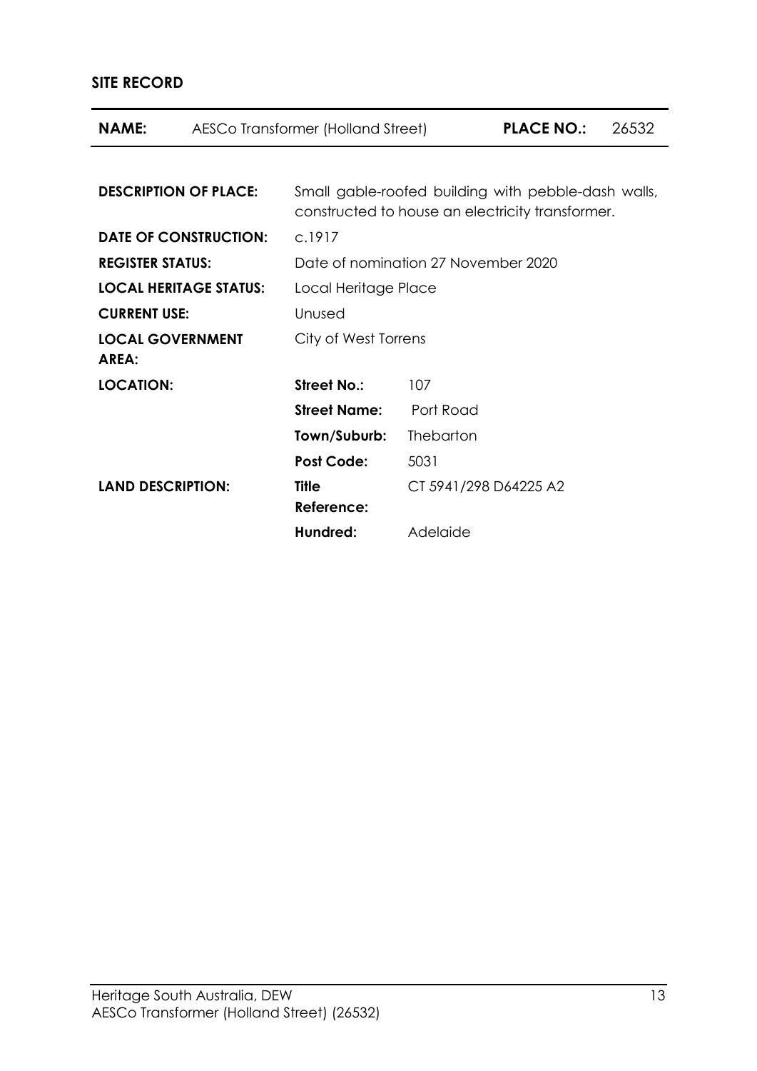**SITE RECORD**

| **NAME:** | AESCo Transformer (Holland Street) | **PLACE NO.:** | 26532 |
|---|---|---|---|

| | | |
|---|---|---|
| **DESCRIPTION OF PLACE:** | Small gable-roofed building with pebble-dash walls, constructed to house an electricity transformer. | |
| **DATE OF CONSTRUCTION:** | c.1917 | |
| **REGISTER STATUS:** | Date of nomination 27 November 2020 | |
| **LOCAL HERITAGE STATUS:** | Local Heritage Place | |
| **CURRENT USE:** | Unused | |
| **LOCAL GOVERNMENT AREA:** | City of West Torrens | |
| **LOCATION:** | **Street No.:** | 107 |
| | **Street Name:** | Port Road |
| | **Town/Suburb:** | Thebarton |
| | **Post Code:** | 5031 |
| **LAND DESCRIPTION:** | **Title Reference:** | CT 5941/298 D64225 A2 |
| | **Hundred:** | Adelaide |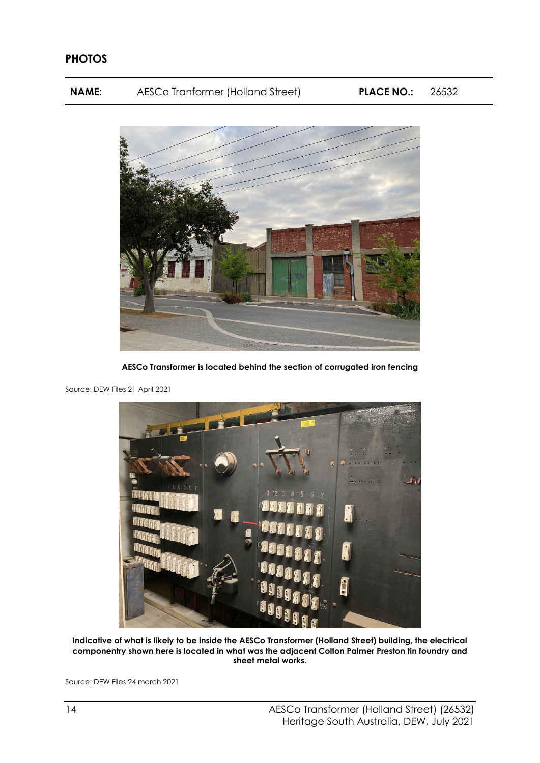## PHOTOS

| **NAME:** | AESCo Tranformer (Holland Street) | **PLACE NO.:** | 26532 |
|---|---|---|---|

**AESCo Transformer is located behind the section of corrugated iron fencing**

Source: DEW Files 21 April 2021

**Indicative of what is likely to be inside the AESCo Transformer (Holland Street) building, the electrical componentry shown here is located in what was the adjacent Colton Palmer Preston tin foundry and sheet metal works.**

Source: DEW Files 24 march 2021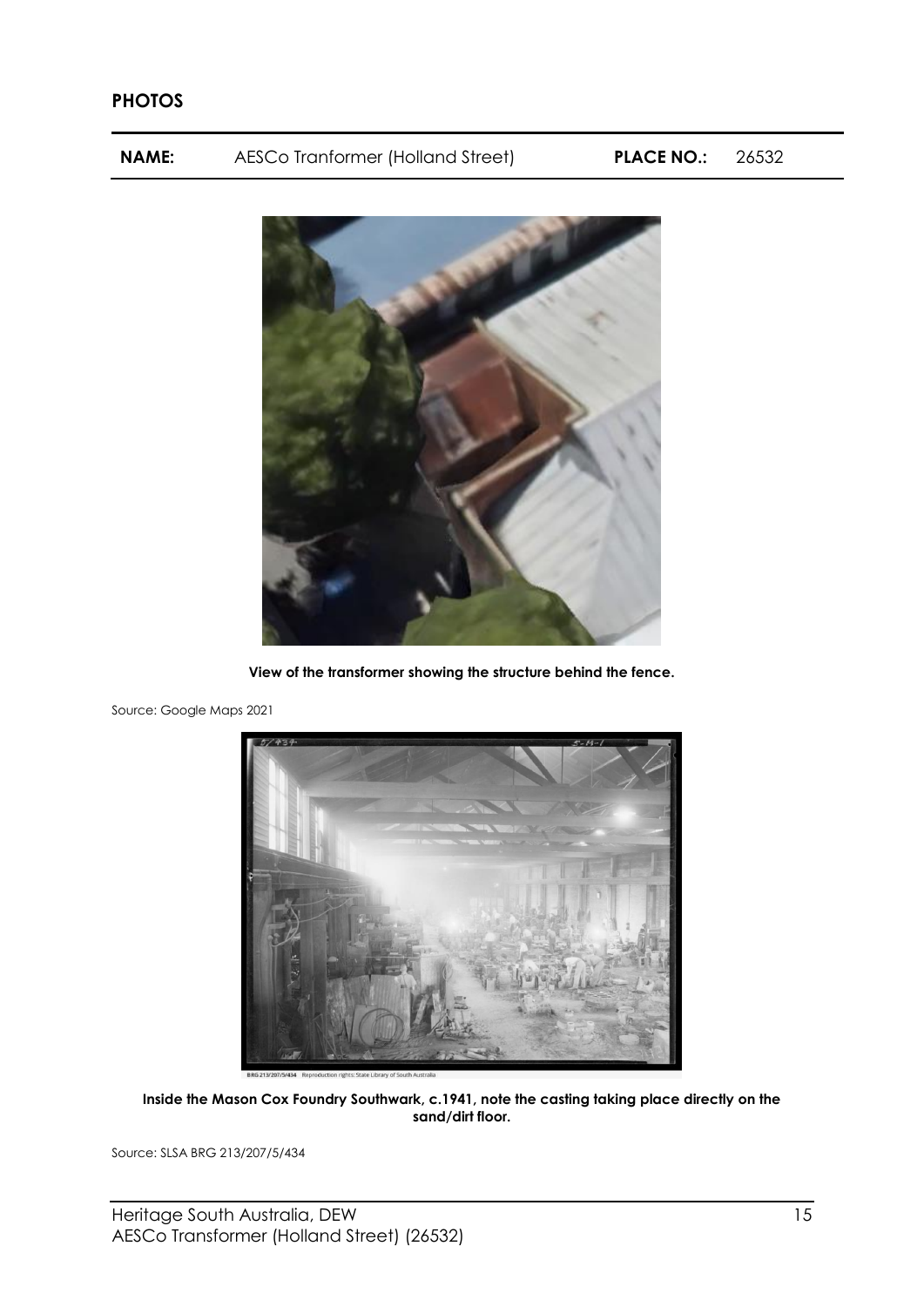## PHOTOS

| **NAME:** | AESCo Tranformer (Holland Street) | **PLACE NO.:** | 26532 |
| --- | --- | --- | --- |

**View of the transformer showing the structure behind the fence.**

Source: Google Maps 2021

**Inside the Mason Cox Foundry Southwark, c.1941, note the casting taking place directly on the sand/dirt floor.**

Source: SLSA BRG 213/207/5/434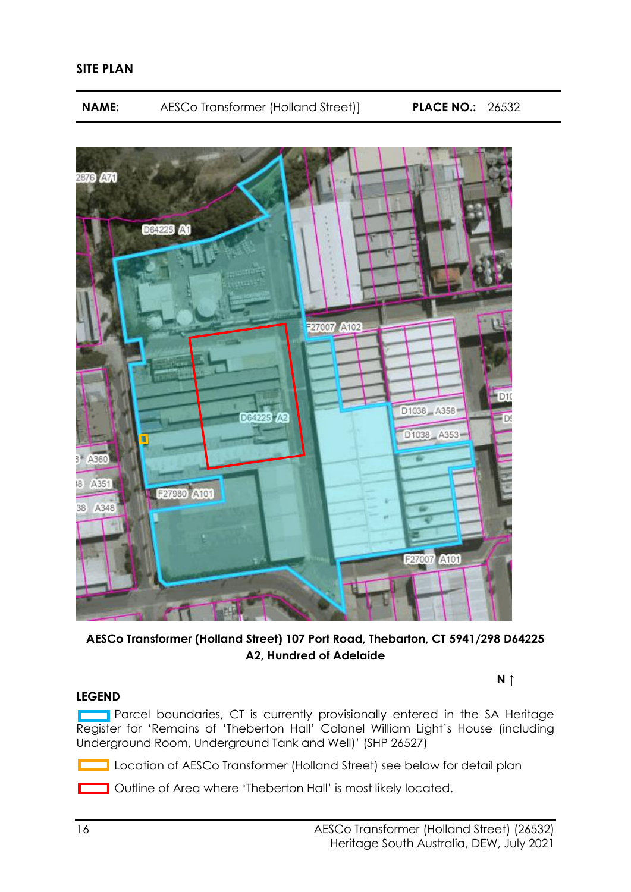**SITE PLAN**

| **NAME:** | AESCo Transformer (Holland Street)] | **PLACE NO.:** | 26532 |
|---|---|---|---|

**AESCo Transformer (Holland Street) 107 Port Road, Thebarton, CT 5941/298 D64225 A2, Hundred of Adelaide**

**N ↑**

**LEGEND**

Parcel boundaries, CT is currently provisionally entered in the SA Heritage Register for 'Remains of 'Theberton Hall' Colonel William Light's House (including Underground Room, Underground Tank and Well)' (SHP 26527)

Location of AESCo Transformer (Holland Street) see below for detail plan

Outline of Area where 'Theberton Hall' is most likely located.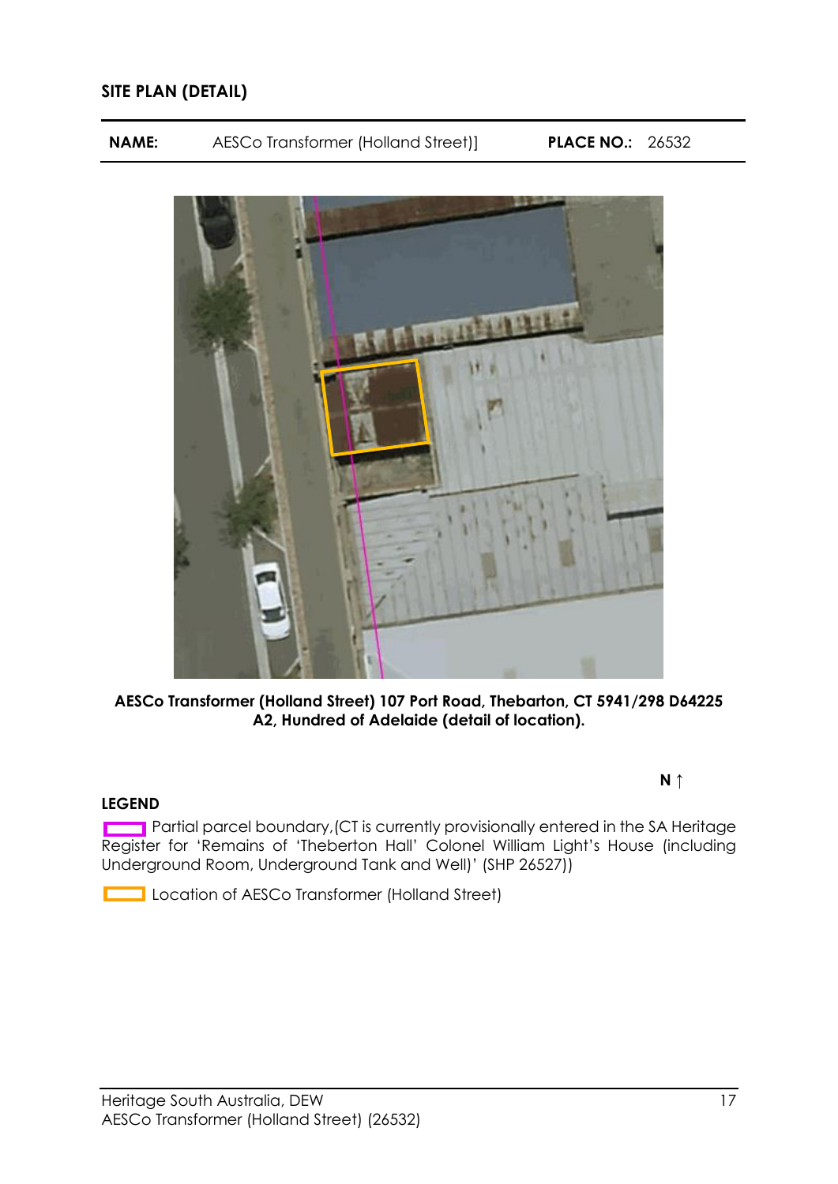**SITE PLAN (DETAIL)**

| NAME: | AESCo Transformer (Holland Street)] | PLACE NO.: | 26532 |
|---|---|---|---|

**AESCo Transformer (Holland Street) 107 Port Road, Thebarton, CT 5941/298 D64225 A2, Hundred of Adelaide (detail of location).**

**N ↑**

**LEGEND**

Partial parcel boundary,(CT is currently provisionally entered in the SA Heritage Register for 'Remains of 'Theberton Hall' Colonel William Light's House (including Underground Room, Underground Tank and Well)' (SHP 26527))

Location of AESCo Transformer (Holland Street)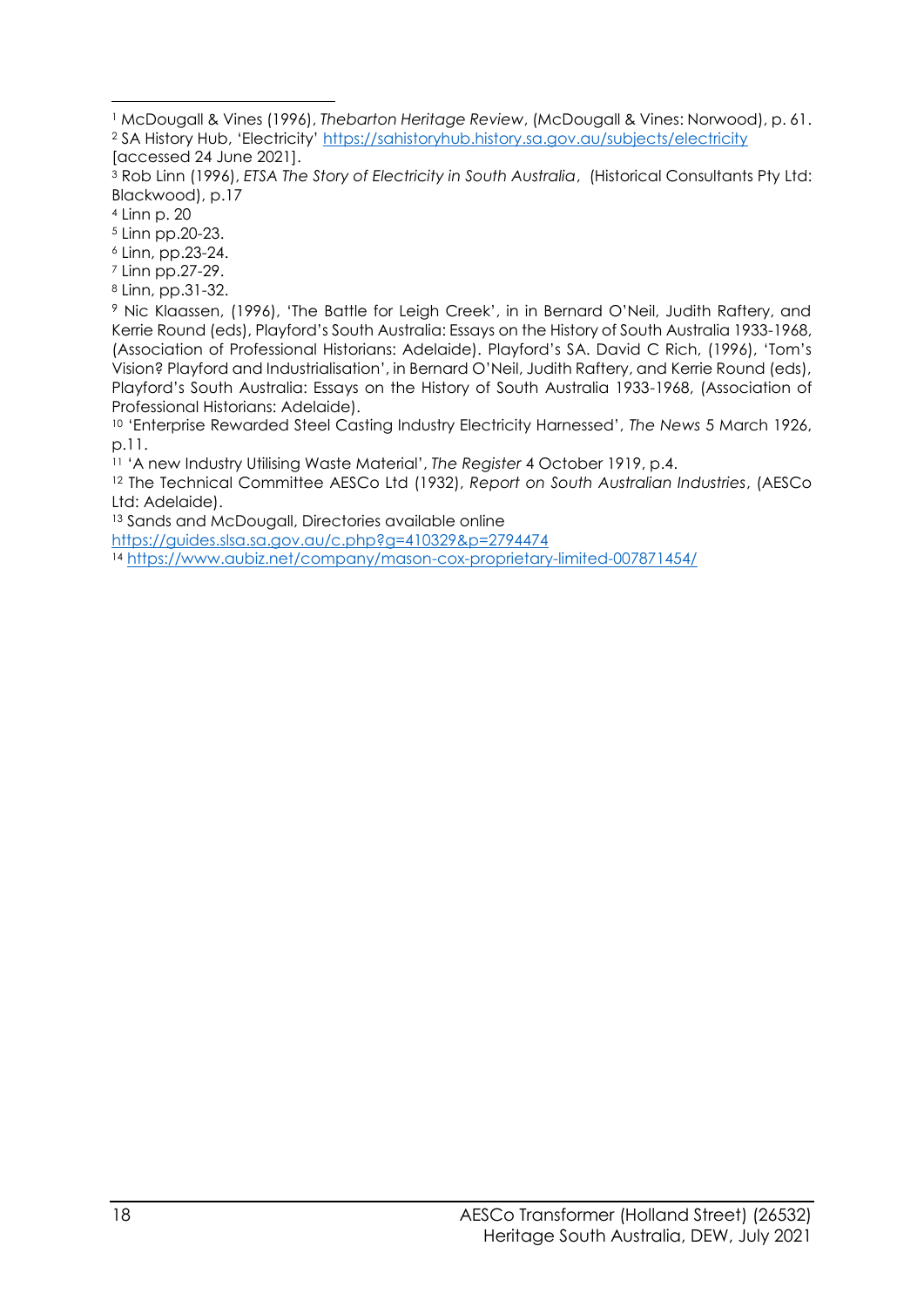[1] McDougall & Vines (1996), *Thebarton Heritage Review*, (McDougall & Vines: Norwood), p. 61.
[2] SA History Hub, 'Electricity' https://sahistoryhub.history.sa.gov.au/subjects/electricity [accessed 24 June 2021].
[3] Rob Linn (1996), *ETSA The Story of Electricity in South Australia*, (Historical Consultants Pty Ltd: Blackwood), p.17
[4] Linn p. 20
[5] Linn pp.20-23.
[6] Linn, pp.23-24.
[7] Linn pp.27-29.
[8] Linn, pp.31-32.
[9] Nic Klaassen, (1996), 'The Battle for Leigh Creek', in in Bernard O'Neil, Judith Raftery, and Kerrie Round (eds), Playford's South Australia: Essays on the History of South Australia 1933-1968, (Association of Professional Historians: Adelaide). Playford's SA. David C Rich, (1996), 'Tom's Vision? Playford and Industrialisation', in Bernard O'Neil, Judith Raftery, and Kerrie Round (eds), Playford's South Australia: Essays on the History of South Australia 1933-1968, (Association of Professional Historians: Adelaide).
[10] 'Enterprise Rewarded Steel Casting Industry Electricity Harnessed', *The News* 5 March 1926, p.11.
[11] 'A new Industry Utilising Waste Material', *The Register* 4 October 1919, p.4.
[12] The Technical Committee AESCo Ltd (1932), *Report on South Australian Industries*, (AESCo Ltd: Adelaide).
[13] Sands and McDougall, Directories available online https://guides.slsa.sa.gov.au/c.php?g=410329&p=2794474
[14] https://www.aubiz.net/company/mason-cox-proprietary-limited-007871454/